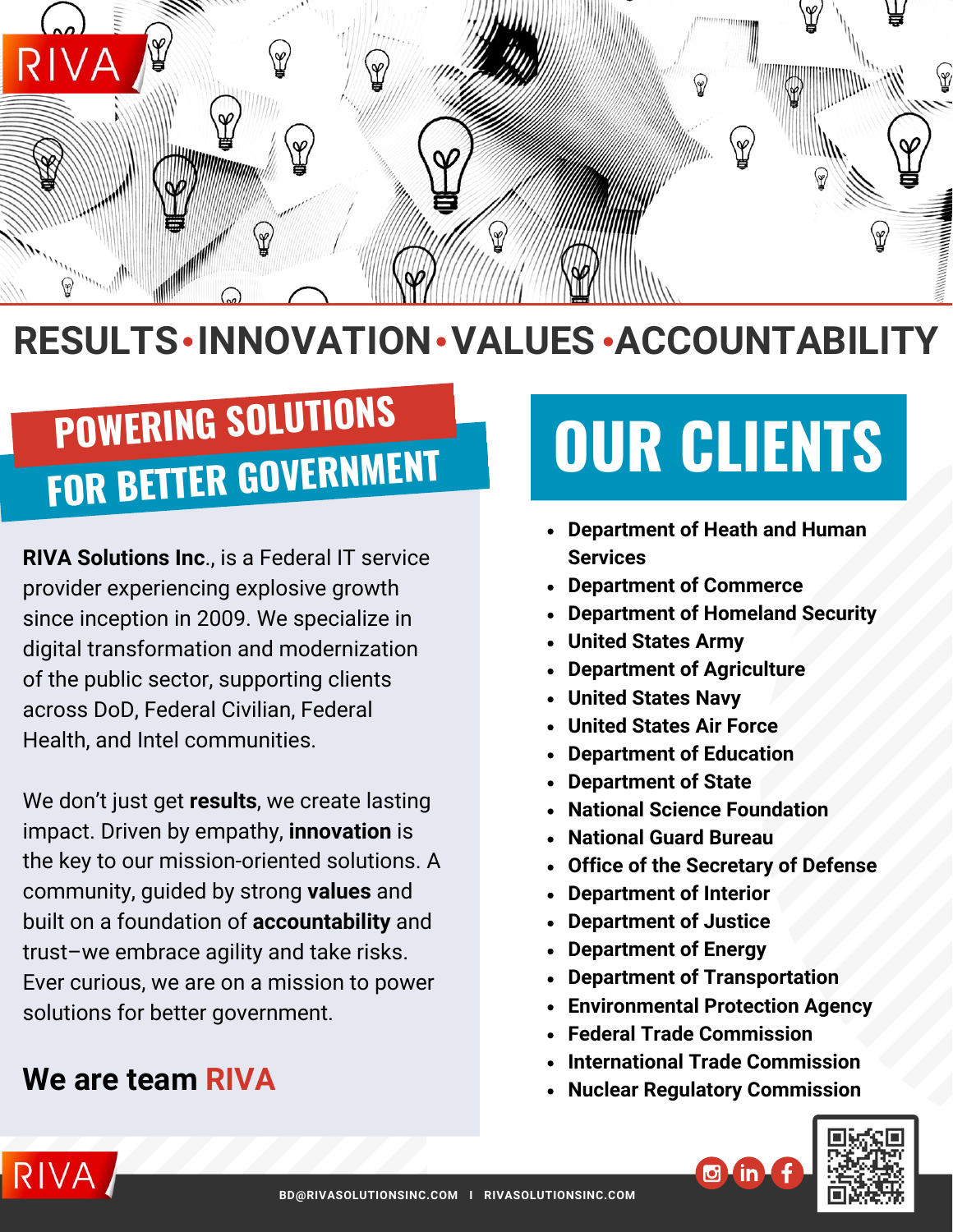RIVA

# RESULTS • INNOVATION • VALUES • ACCOUNTABILITY

## POWERING SOLUTIONS FOR BETTER GOVERNMENT

**RIVA Solutions Inc**., is a Federal IT service provider experiencing explosive growth since inception in 2009. We specialize in digital transformation and modernization of the public sector, supporting clients across DoD, Federal Civilian, Federal Health, and Intel communities.

We don't just get **results**, we create lasting impact. Driven by empathy, **innovation** is the key to our mission-oriented solutions. A community, guided by strong **values** and built on a foundation of **accountability** and trust–we embrace agility and take risks. Ever curious, we are on a mission to power solutions for better government.

### We are team RIVA

## OUR CLIENTS

- **Department of Heath and Human Services**
- **Department of Commerce**
- **Department of Homeland Security**
- **United States Army**
- **Department of Agriculture**
- **United States Navy**
- **United States Air Force**
- **Department of Education**
- **Department of State**
- **National Science Foundation**
- **National Guard Bureau**
- **Office of the Secretary of Defense**
- **Department of Interior**
- **Department of Justice**
- **Department of Energy**
- **Department of Transportation**
- **Environmental Protection Agency**
- **Federal Trade Commission**
- **International Trade Commission**
- **Nuclear Regulatory Commission**

RIVA

BD@RIVASOLUTIONSINC.COM | RIVASOLUTIONSINC.COM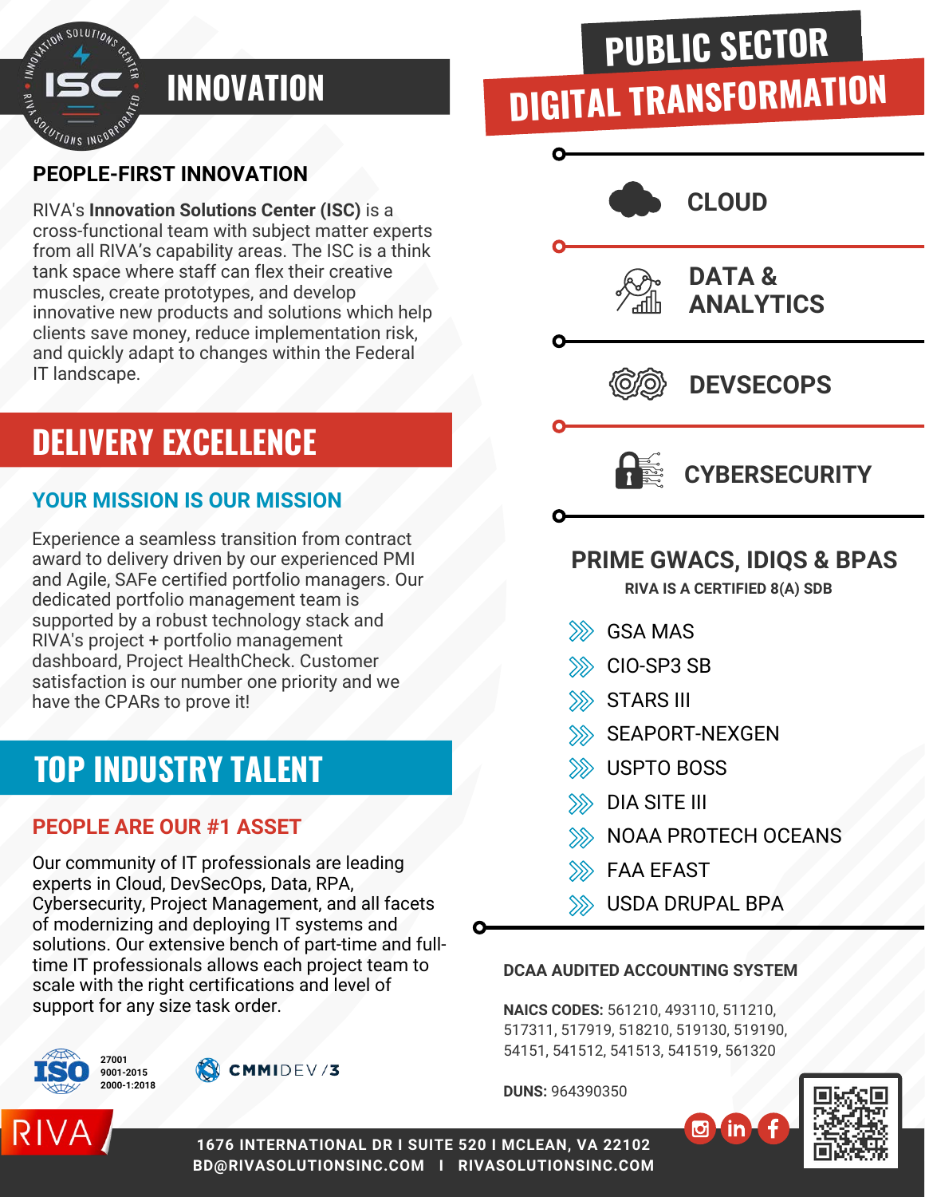# INNOVATION

## PEOPLE-FIRST INNOVATION

RIVA's **Innovation Solutions Center (ISC)** is a cross-functional team with subject matter experts from all RIVA's capability areas. The ISC is a think tank space where staff can flex their creative muscles, create prototypes, and develop innovative new products and solutions which help clients save money, reduce implementation risk, and quickly adapt to changes within the Federal IT landscape.

# DELIVERY EXCELLENCE

## YOUR MISSION IS OUR MISSION

Experience a seamless transition from contract award to delivery driven by our experienced PMI and Agile, SAFe certified portfolio managers. Our dedicated portfolio management team is supported by a robust technology stack and RIVA's project + portfolio management dashboard, Project HealthCheck. Customer satisfaction is our number one priority and we have the CPARs to prove it!

# TOP INDUSTRY TALENT

## PEOPLE ARE OUR #1 ASSET

Our community of IT professionals are leading experts in Cloud, DevSecOps, Data, RPA, Cybersecurity, Project Management, and all facets of modernizing and deploying IT systems and solutions. Our extensive bench of part-time and full-time IT professionals allows each project team to scale with the right certifications and level of support for any size task order.

ISO 27001 9001-2015 2000-1:2018

CMMI DEV /3

# PUBLIC SECTOR DIGITAL TRANSFORMATION

- CLOUD
- DATA & ANALYTICS
- DEVSECOPS
- CYBERSECURITY

## PRIME GWACS, IDIQS & BPAS

**RIVA IS A CERTIFIED 8(A) SDB**

- GSA MAS
- CIO-SP3 SB
- STARS III
- SEAPORT-NEXGEN
- USPTO BOSS
- DIA SITE III
- NOAA PROTECH OCEANS
- FAA EFAST
- USDA DRUPAL BPA

**DCAA AUDITED ACCOUNTING SYSTEM**

**NAICS CODES:** 561210, 493110, 511210, 517311, 517919, 518210, 519130, 519190, 54151, 541512, 541513, 541519, 561320

**DUNS:** 964390350

RIVA

1676 INTERNATIONAL DR I SUITE 520 I MCLEAN, VA 22102
BD@RIVASOLUTIONSINC.COM I RIVASOLUTIONSINC.COM